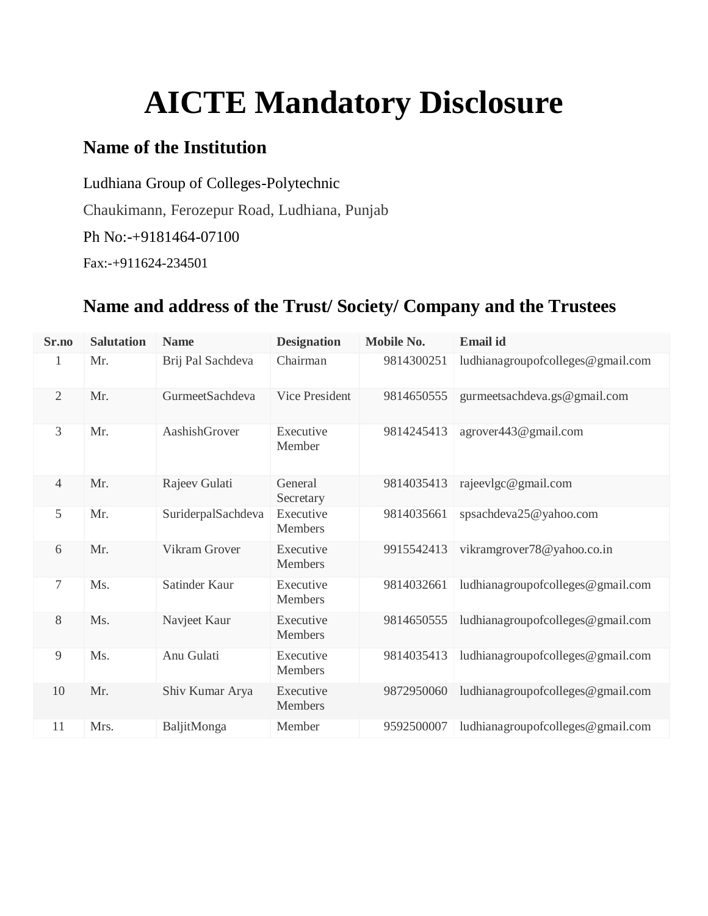# AICTE Mandatory Disclosure

## Name of the Institution

Ludhiana Group of Colleges-Polytechnic

Chaukimann, Ferozepur Road, Ludhiana, Punjab

Ph No:-+9181464-07100

Fax:-+911624-234501

## Name and address of the Trust/ Society/ Company and the Trustees

| Sr.no | Salutation | Name | Designation | Mobile No. | Email id |
|---|---|---|---|---|---|
| 1 | Mr. | Brij Pal Sachdeva | Chairman | 9814300251 | ludhianagroupofcolleges@gmail.com |
| 2 | Mr. | GurmeetSachdeva | Vice President | 9814650555 | gurmeetsachdeva.gs@gmail.com |
| 3 | Mr. | AashishGrover | Executive Member | 9814245413 | agrover443@gmail.com |
| 4 | Mr. | Rajeev Gulati | General Secretary | 9814035413 | rajeevlgc@gmail.com |
| 5 | Mr. | SuriderpalSachdeva | Executive Members | 9814035661 | spsachdeva25@yahoo.com |
| 6 | Mr. | Vikram Grover | Executive Members | 9915542413 | vikramgrover78@yahoo.co.in |
| 7 | Ms. | Satinder Kaur | Executive Members | 9814032661 | ludhianagroupofcolleges@gmail.com |
| 8 | Ms. | Navjeet Kaur | Executive Members | 9814650555 | ludhianagroupofcolleges@gmail.com |
| 9 | Ms. | Anu Gulati | Executive Members | 9814035413 | ludhianagroupofcolleges@gmail.com |
| 10 | Mr. | Shiv Kumar Arya | Executive Members | 9872950060 | ludhianagroupofcolleges@gmail.com |
| 11 | Mrs. | BaljitMonga | Member | 9592500007 | ludhianagroupofcolleges@gmail.com |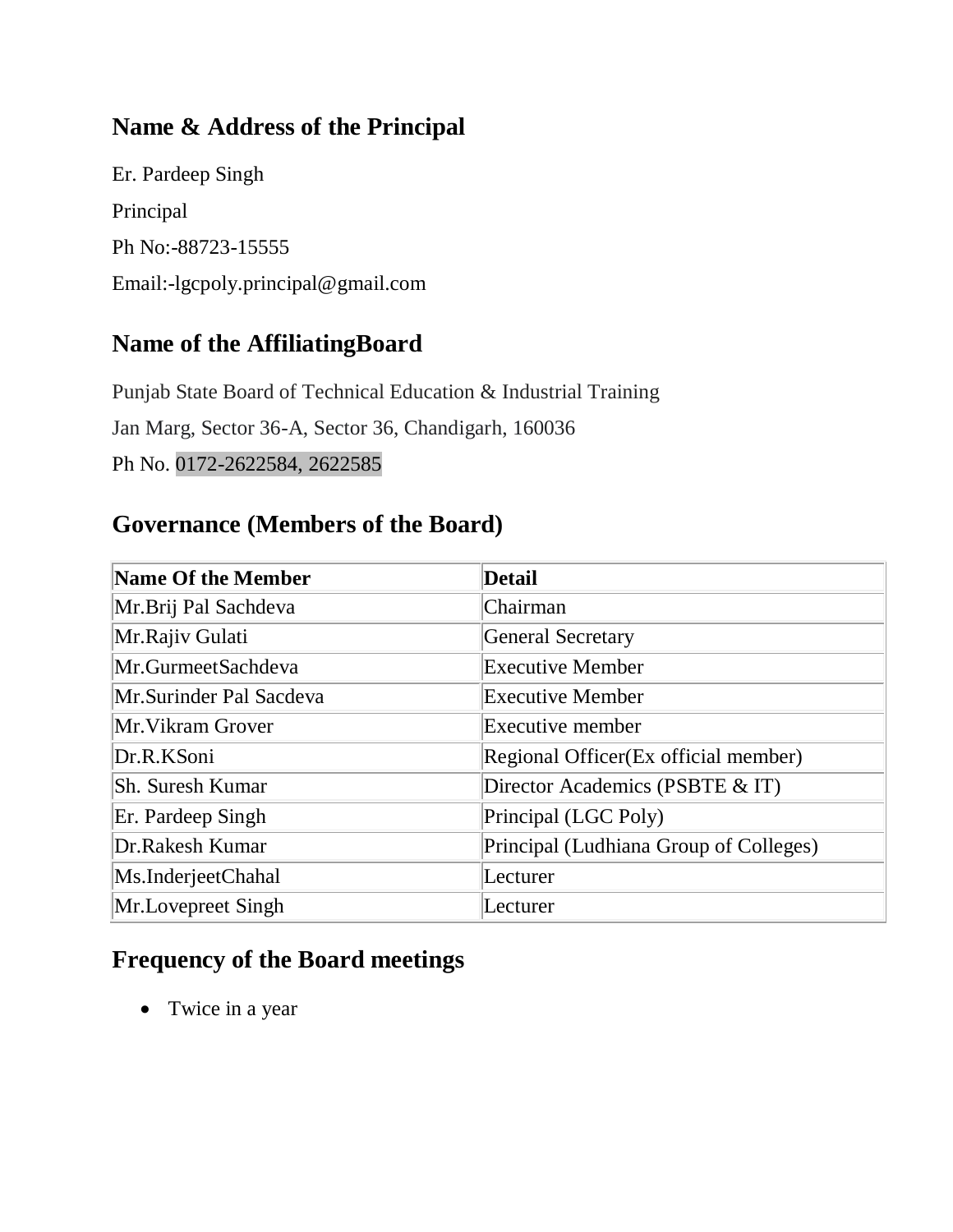## Name & Address of the Principal

Er. Pardeep Singh

Principal

Ph No:-88723-15555

Email:-lgcpoly.principal@gmail.com

## Name of the AffiliatingBoard

Punjab State Board of Technical Education & Industrial Training

Jan Marg, Sector 36-A, Sector 36, Chandigarh, 160036

Ph No. 0172-2622584, 2622585

## Governance (Members of the Board)

| Name Of the Member | Detail |
|---|---|
| Mr.Brij Pal Sachdeva | Chairman |
| Mr.Rajiv Gulati | General Secretary |
| Mr.GurmeetSachdeva | Executive Member |
| Mr.Surinder Pal Sacdeva | Executive Member |
| Mr.Vikram Grover | Executive member |
| Dr.R.KSoni | Regional Officer(Ex official member) |
| Sh. Suresh Kumar | Director Academics (PSBTE & IT) |
| Er. Pardeep Singh | Principal (LGC Poly) |
| Dr.Rakesh Kumar | Principal (Ludhiana Group of Colleges) |
| Ms.InderjeetChahal | Lecturer |
| Mr.Lovepreet Singh | Lecturer |

## Frequency of the Board meetings

- Twice in a year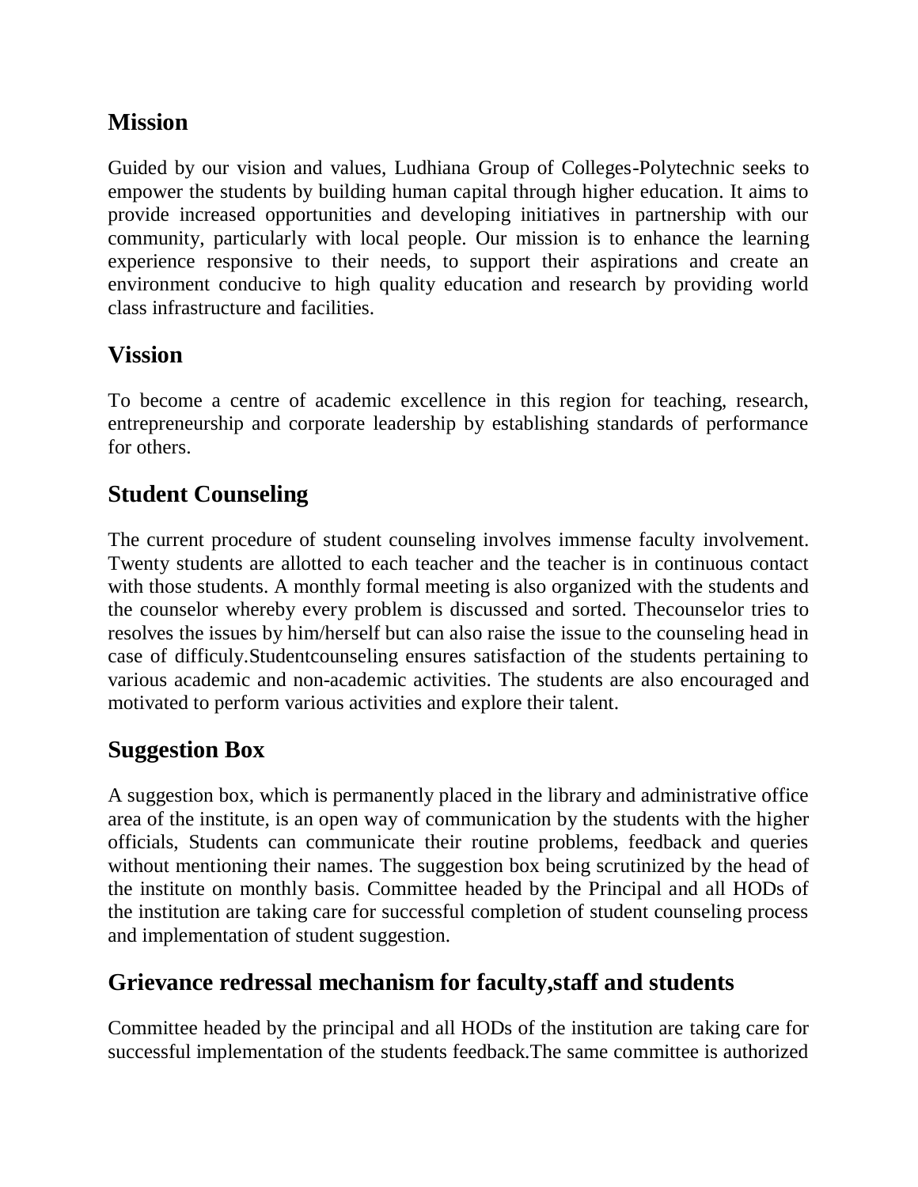## Mission

Guided by our vision and values, Ludhiana Group of Colleges-Polytechnic seeks to empower the students by building human capital through higher education. It aims to provide increased opportunities and developing initiatives in partnership with our community, particularly with local people. Our mission is to enhance the learning experience responsive to their needs, to support their aspirations and create an environment conducive to high quality education and research by providing world class infrastructure and facilities.

## Vission

To become a centre of academic excellence in this region for teaching, research, entrepreneurship and corporate leadership by establishing standards of performance for others.

## Student Counseling

The current procedure of student counseling involves immense faculty involvement. Twenty students are allotted to each teacher and the teacher is in continuous contact with those students. A monthly formal meeting is also organized with the students and the counselor whereby every problem is discussed and sorted. Thecounselor tries to resolves the issues by him/herself but can also raise the issue to the counseling head in case of difficuly.Studentcounseling ensures satisfaction of the students pertaining to various academic and non-academic activities. The students are also encouraged and motivated to perform various activities and explore their talent.

## Suggestion Box

A suggestion box, which is permanently placed in the library and administrative office area of the institute, is an open way of communication by the students with the higher officials, Students can communicate their routine problems, feedback and queries without mentioning their names. The suggestion box being scrutinized by the head of the institute on monthly basis. Committee headed by the Principal and all HODs of the institution are taking care for successful completion of student counseling process and implementation of student suggestion.

## Grievance redressal mechanism for faculty,staff and students

Committee headed by the principal and all HODs of the institution are taking care for successful implementation of the students feedback.The same committee is authorized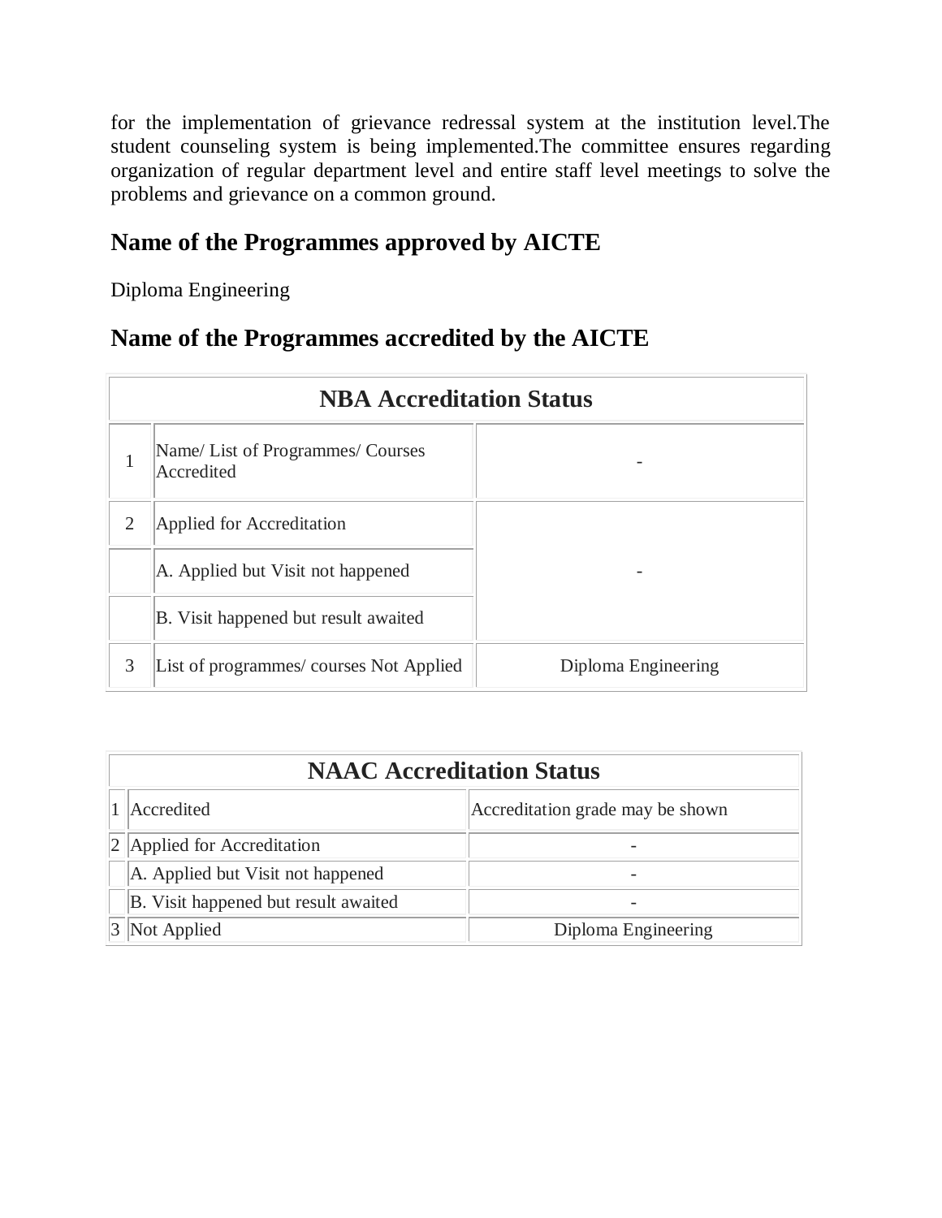for the implementation of grievance redressal system at the institution level.The student counseling system is being implemented.The committee ensures regarding organization of regular department level and entire staff level meetings to solve the problems and grievance on a common ground.

## Name of the Programmes approved by AICTE

Diploma Engineering

## Name of the Programmes accredited by the AICTE

| NBA Accreditation Status | | |
|---|---|---|
| 1 | Name/ List of Programmes/ Courses Accredited | - |
| 2 | Applied for Accreditation | - |
| | A. Applied but Visit not happened | |
| | B. Visit happened but result awaited | |
| 3 | List of programmes/ courses Not Applied | Diploma Engineering |

| NAAC Accreditation Status | | |
|---|---|---|
| 1 | Accredited | Accreditation grade may be shown |
| 2 | Applied for Accreditation | - |
| | A. Applied but Visit not happened | - |
| | B. Visit happened but result awaited | - |
| 3 | Not Applied | Diploma Engineering |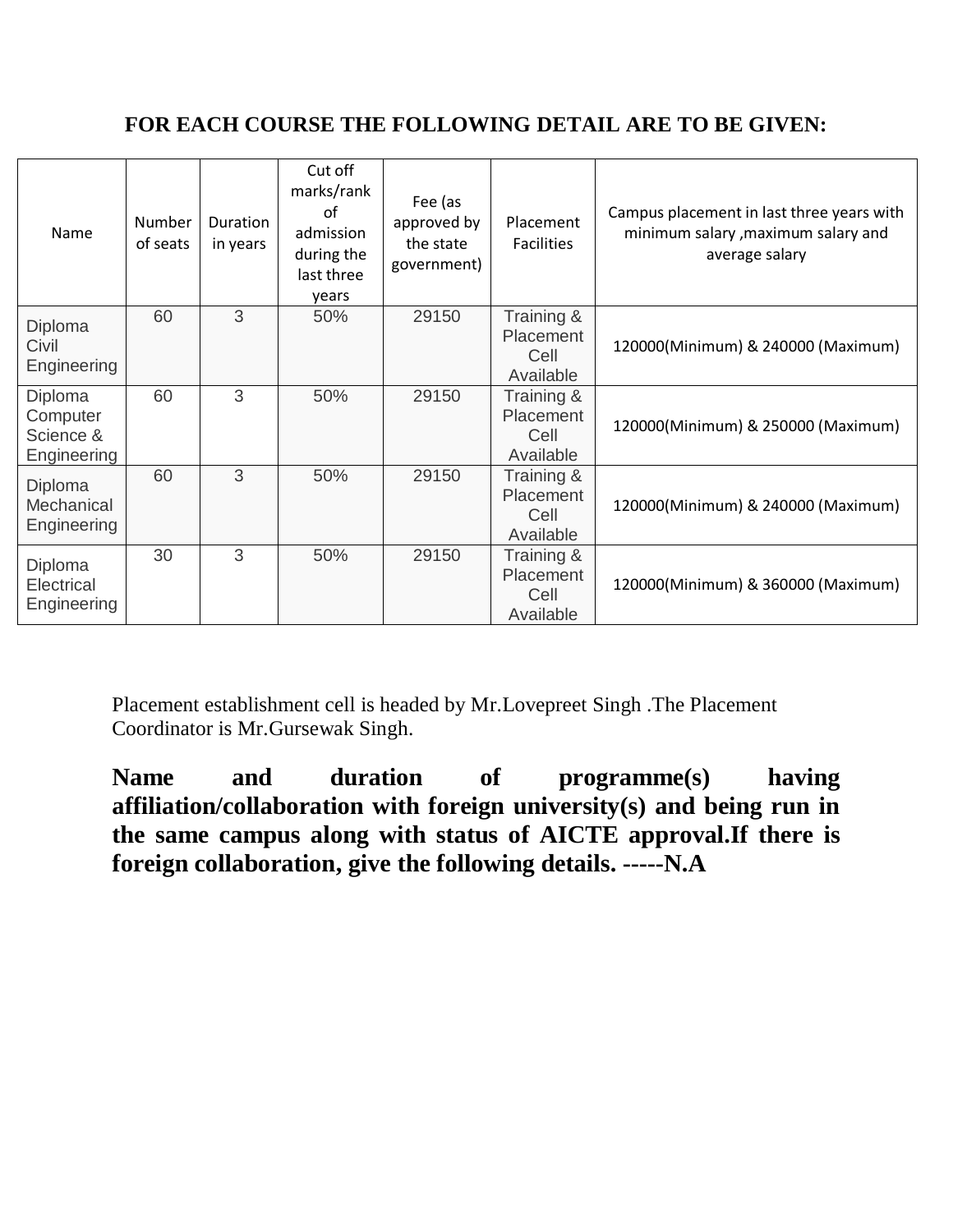**FOR EACH COURSE THE FOLLOWING DETAIL ARE TO BE GIVEN:**

| Name | Number of seats | Duration in years | Cut off marks/rank of admission during the last three years | Fee (as approved by the state government) | Placement Facilities | Campus placement in last three years with minimum salary ,maximum salary and average salary |
|---|---|---|---|---|---|---|
| Diploma Civil Engineering | 60 | 3 | 50% | 29150 | Training & Placement Cell Available | 120000(Minimum) & 240000 (Maximum) |
| Diploma Computer Science & Engineering | 60 | 3 | 50% | 29150 | Training & Placement Cell Available | 120000(Minimum) & 250000 (Maximum) |
| Diploma Mechanical Engineering | 60 | 3 | 50% | 29150 | Training & Placement Cell Available | 120000(Minimum) & 240000 (Maximum) |
| Diploma Electrical Engineering | 30 | 3 | 50% | 29150 | Training & Placement Cell Available | 120000(Minimum) & 360000 (Maximum) |

Placement establishment cell is headed by Mr.Lovepreet Singh .The Placement Coordinator is Mr.Gursewak Singh.

**Name and duration of programme(s) having affiliation/collaboration with foreign university(s) and being run in the same campus along with status of AICTE approval.If there is foreign collaboration, give the following details. -----N.A**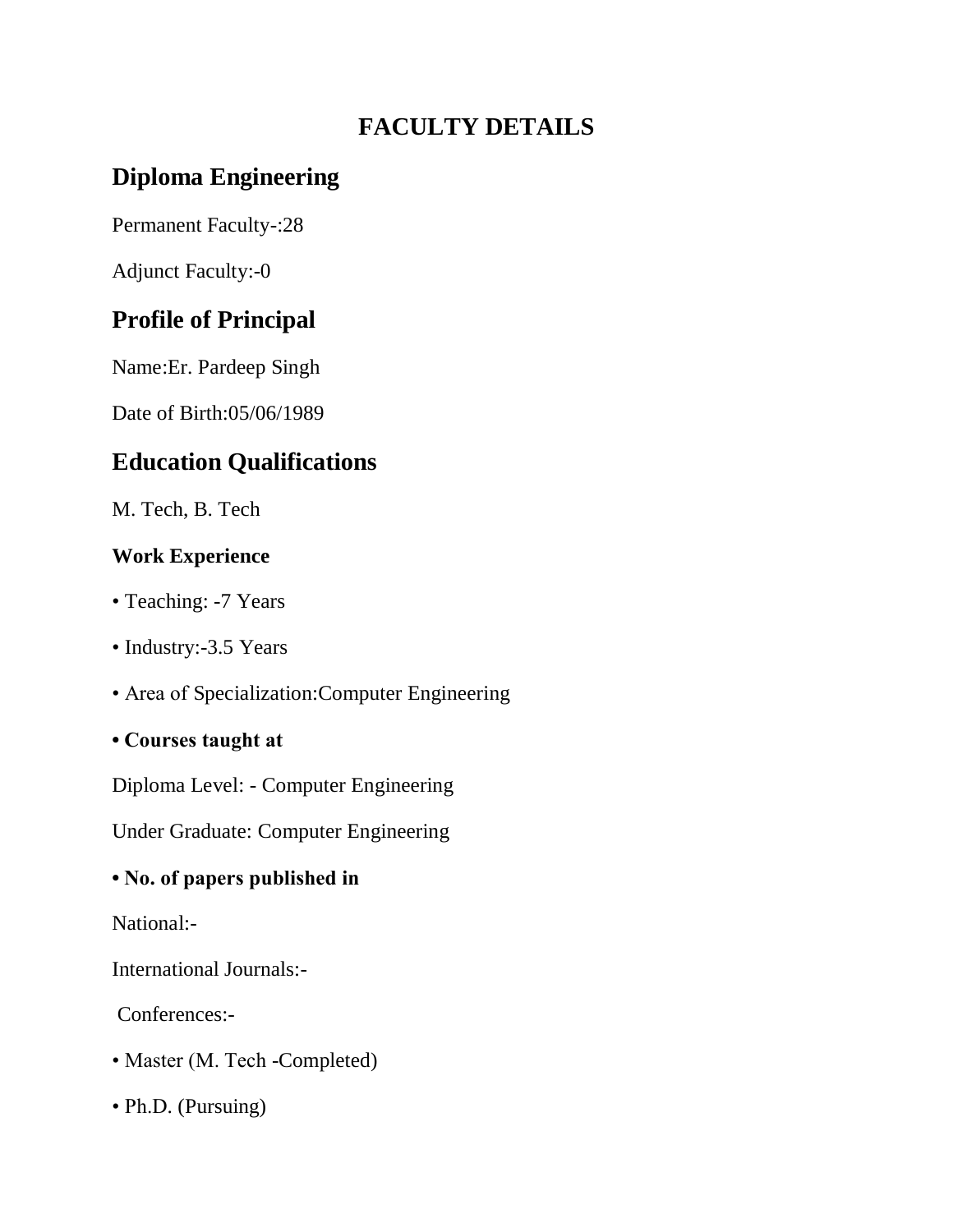# FACULTY DETAILS

## Diploma Engineering

Permanent Faculty-:28

Adjunct Faculty:-0

## Profile of Principal

Name:Er. Pardeep Singh

Date of Birth:05/06/1989

## Education Qualifications

M. Tech, B. Tech

### Work Experience

- Teaching: -7 Years
- Industry:-3.5 Years
- Area of Specialization:Computer Engineering
- **Courses taught at**

Diploma Level: - Computer Engineering

Under Graduate: Computer Engineering

- **No. of papers published in**

National:-

International Journals:-

Conferences:-

- Master (M. Tech -Completed)
- Ph.D. (Pursuing)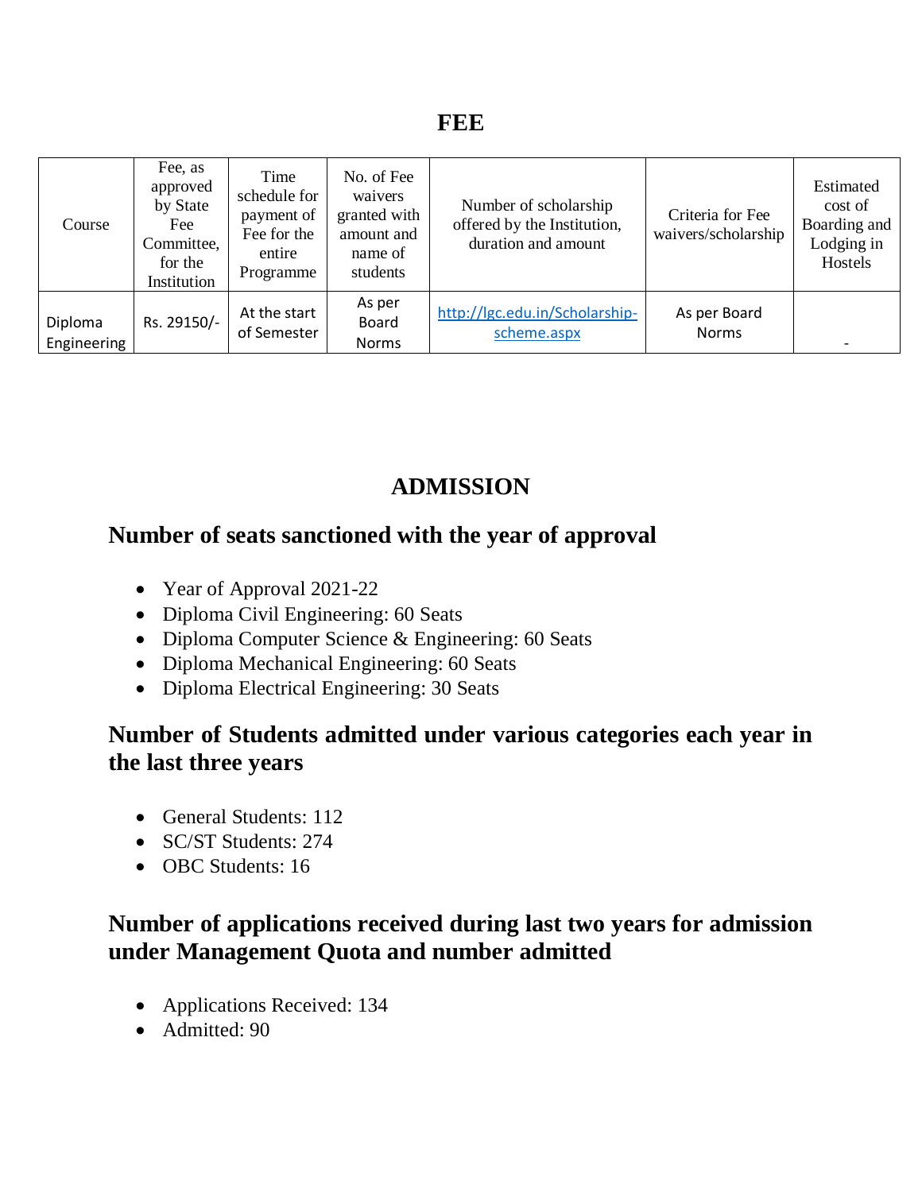# FEE

| Course | Fee, as approved by State Fee Committee, for the Institution | Time schedule for payment of Fee for the entire Programme | No. of Fee waivers granted with amount and name of students | Number of scholarship offered by the Institution, duration and amount | Criteria for Fee waivers/scholarship | Estimated cost of Boarding and Lodging in Hostels |
|---|---|---|---|---|---|---|
| Diploma Engineering | Rs. 29150/- | At the start of Semester | As per Board Norms | http://lgc.edu.in/Scholarship-scheme.aspx | As per Board Norms | - |

# ADMISSION

## Number of seats sanctioned with the year of approval

- Year of Approval 2021-22
- Diploma Civil Engineering: 60 Seats
- Diploma Computer Science & Engineering: 60 Seats
- Diploma Mechanical Engineering: 60 Seats
- Diploma Electrical Engineering: 30 Seats

## Number of Students admitted under various categories each year in the last three years

- General Students: 112
- SC/ST Students: 274
- OBC Students: 16

## Number of applications received during last two years for admission under Management Quota and number admitted

- Applications Received: 134
- Admitted: 90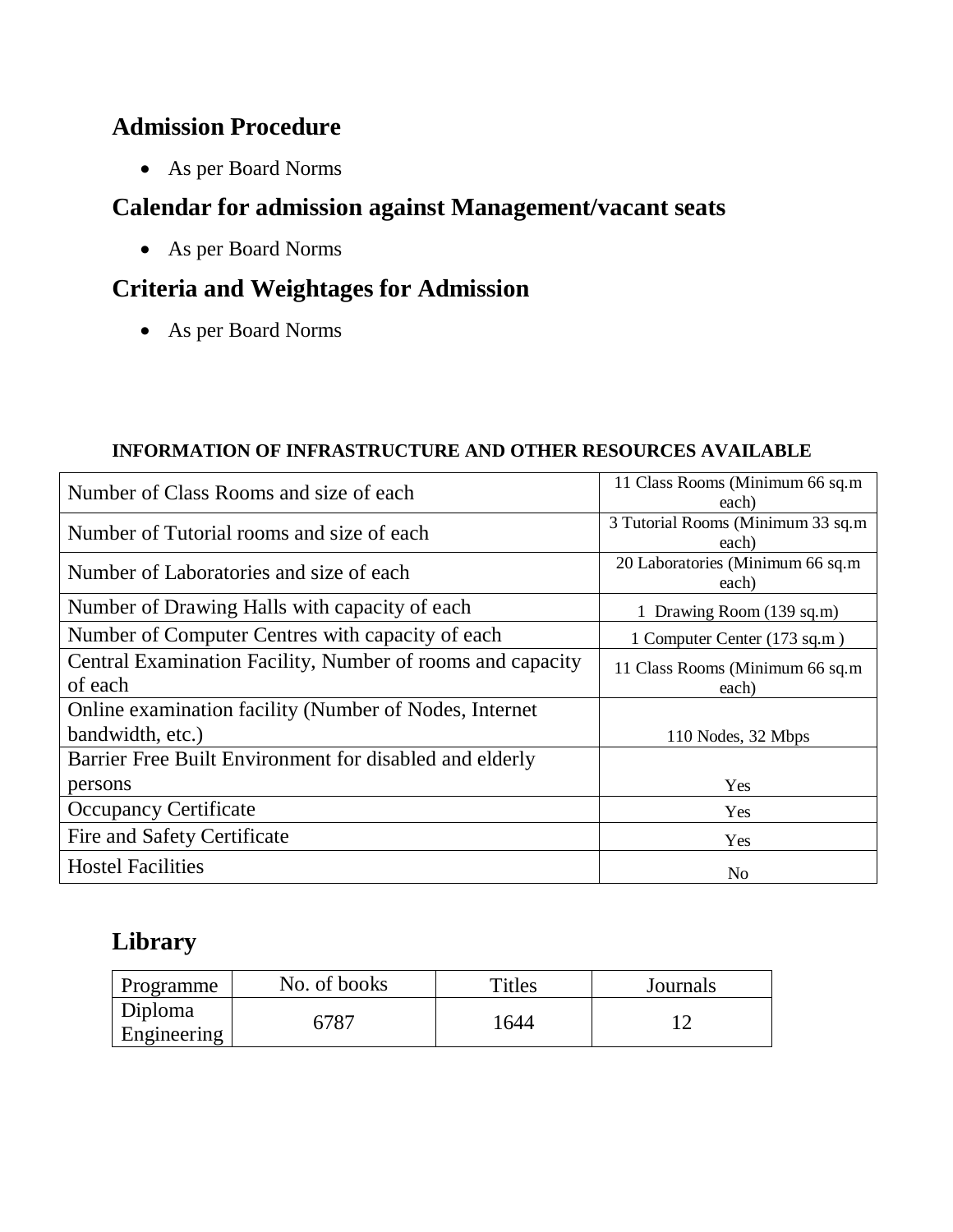## Admission Procedure

- As per Board Norms

## Calendar for admission against Management/vacant seats

- As per Board Norms

## Criteria and Weightages for Admission

- As per Board Norms

**INFORMATION OF INFRASTRUCTURE AND OTHER RESOURCES AVAILABLE**

| | |
|---|---|
| Number of Class Rooms and size of each | 11 Class Rooms (Minimum 66 sq.m each) |
| Number of Tutorial rooms and size of each | 3 Tutorial Rooms (Minimum 33 sq.m each) |
| Number of Laboratories and size of each | 20 Laboratories (Minimum 66 sq.m each) |
| Number of Drawing Halls with capacity of each | 1 Drawing Room (139 sq.m) |
| Number of Computer Centres with capacity of each | 1 Computer Center (173 sq.m ) |
| Central Examination Facility, Number of rooms and capacity of each | 11 Class Rooms (Minimum 66 sq.m each) |
| Online examination facility (Number of Nodes, Internet bandwidth, etc.) | 110 Nodes, 32 Mbps |
| Barrier Free Built Environment for disabled and elderly persons | Yes |
| Occupancy Certificate | Yes |
| Fire and Safety Certificate | Yes |
| Hostel Facilities | No |

## Library

| Programme | No. of books | Titles | Journals |
|---|---|---|---|
| Diploma Engineering | 6787 | 1644 | 12 |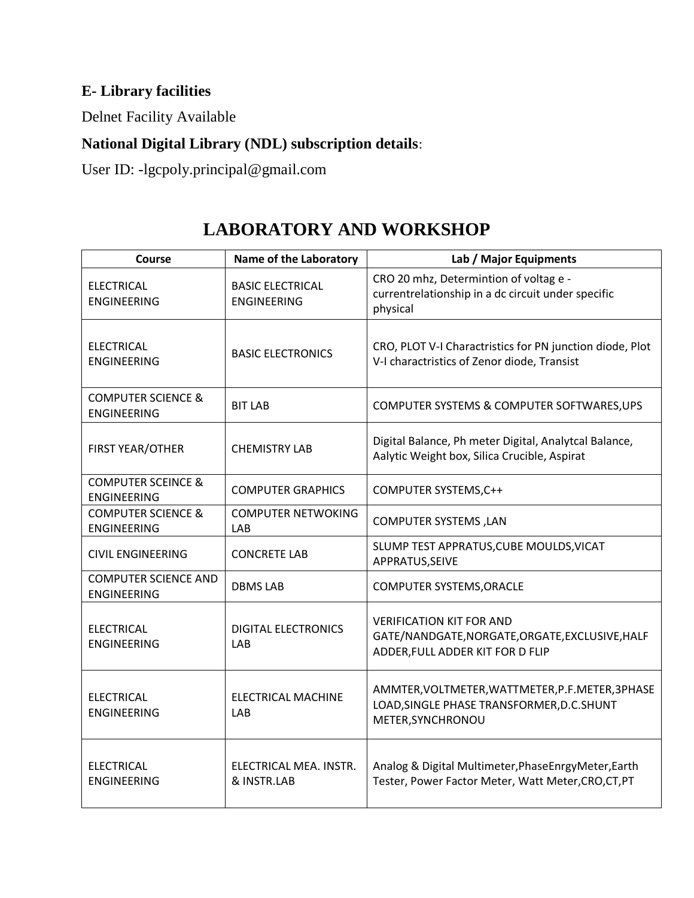**E- Library facilities**

Delnet Facility Available

**National Digital Library (NDL) subscription details**:

User ID: -lgcpoly.principal@gmail.com

# LABORATORY AND WORKSHOP

| Course | Name of the Laboratory | Lab / Major Equipments |
|---|---|---|
| ELECTRICAL ENGINEERING | BASIC ELECTRICAL ENGINEERING | CRO 20 mhz, Determintion of voltag e -currentrelationship in a dc circuit under specific physical |
| ELECTRICAL ENGINEERING | BASIC ELECTRONICS | CRO, PLOT V-I Charactristics for PN junction diode, Plot V-I charactristics of Zenor diode, Transist |
| COMPUTER SCIENCE & ENGINEERING | BIT LAB | COMPUTER SYSTEMS & COMPUTER SOFTWARES,UPS |
| FIRST YEAR/OTHER | CHEMISTRY LAB | Digital Balance, Ph meter Digital, Analytcal Balance, Aalytic Weight box, Silica Crucible, Aspirat |
| COMPUTER SCEINCE & ENGINEERING | COMPUTER GRAPHICS | COMPUTER SYSTEMS,C++ |
| COMPUTER SCIENCE & ENGINEERING | COMPUTER NETWOKING LAB | COMPUTER SYSTEMS ,LAN |
| CIVIL ENGINEERING | CONCRETE LAB | SLUMP TEST APPRATUS,CUBE MOULDS,VICAT APPRATUS,SEIVE |
| COMPUTER SCIENCE AND ENGINEERING | DBMS LAB | COMPUTER SYSTEMS,ORACLE |
| ELECTRICAL ENGINEERING | DIGITAL ELECTRONICS LAB | VERIFICATION KIT FOR AND GATE/NANDGATE,NORGATE,ORGATE,EXCLUSIVE,HALF ADDER,FULL ADDER KIT FOR D FLIP |
| ELECTRICAL ENGINEERING | ELECTRICAL MACHINE LAB | AMMTER,VOLTMETER,WATTMETER,P.F.METER,3PHASE LOAD,SINGLE PHASE TRANSFORMER,D.C.SHUNT METER,SYNCHRONOU |
| ELECTRICAL ENGINEERING | ELECTRICAL MEA. INSTR. & INSTR.LAB | Analog & Digital Multimeter,PhaseEnrgyMeter,Earth Tester, Power Factor Meter, Watt Meter,CRO,CT,PT |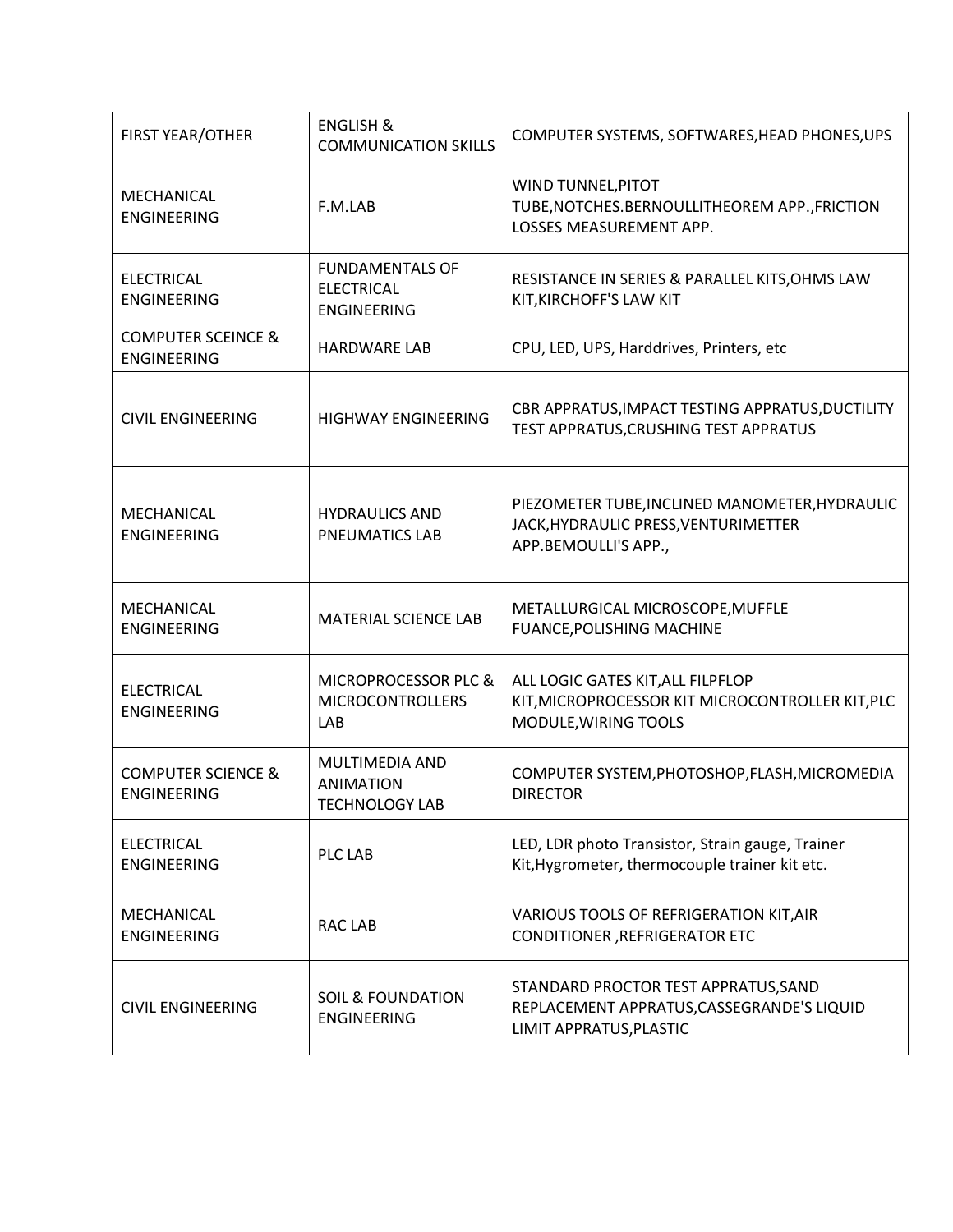| | | |
|---|---|---|
| FIRST YEAR/OTHER | ENGLISH & COMMUNICATION SKILLS | COMPUTER SYSTEMS, SOFTWARES,HEAD PHONES,UPS |
| MECHANICAL ENGINEERING | F.M.LAB | WIND TUNNEL,PITOT TUBE,NOTCHES.BERNOULLITHEOREM APP.,FRICTION LOSSES MEASUREMENT APP. |
| ELECTRICAL ENGINEERING | FUNDAMENTALS OF ELECTRICAL ENGINEERING | RESISTANCE IN SERIES & PARALLEL KITS,OHMS LAW KIT,KIRCHOFF'S LAW KIT |
| COMPUTER SCEINCE & ENGINEERING | HARDWARE LAB | CPU, LED, UPS, Harddrives, Printers, etc |
| CIVIL ENGINEERING | HIGHWAY ENGINEERING | CBR APPRATUS,IMPACT TESTING APPRATUS,DUCTILITY TEST APPRATUS,CRUSHING TEST APPRATUS |
| MECHANICAL ENGINEERING | HYDRAULICS AND PNEUMATICS LAB | PIEZOMETER TUBE,INCLINED MANOMETER,HYDRAULIC JACK,HYDRAULIC PRESS,VENTURIMETTER APP.BEMOULLI'S APP., |
| MECHANICAL ENGINEERING | MATERIAL SCIENCE LAB | METALLURGICAL MICROSCOPE,MUFFLE FUANCE,POLISHING MACHINE |
| ELECTRICAL ENGINEERING | MICROPROCESSOR PLC & MICROCONTROLLERS LAB | ALL LOGIC GATES KIT,ALL FILPFLOP KIT,MICROPROCESSOR KIT MICROCONTROLLER KIT,PLC MODULE,WIRING TOOLS |
| COMPUTER SCIENCE & ENGINEERING | MULTIMEDIA AND ANIMATION TECHNOLOGY LAB | COMPUTER SYSTEM,PHOTOSHOP,FLASH,MICROMEDIA DIRECTOR |
| ELECTRICAL ENGINEERING | PLC LAB | LED, LDR photo Transistor, Strain gauge, Trainer Kit,Hygrometer, thermocouple trainer kit etc. |
| MECHANICAL ENGINEERING | RAC LAB | VARIOUS TOOLS OF REFRIGERATION KIT,AIR CONDITIONER ,REFRIGERATOR ETC |
| CIVIL ENGINEERING | SOIL & FOUNDATION ENGINEERING | STANDARD PROCTOR TEST APPRATUS,SAND REPLACEMENT APPRATUS,CASSEGRANDE'S LIQUID LIMIT APPRATUS,PLASTIC |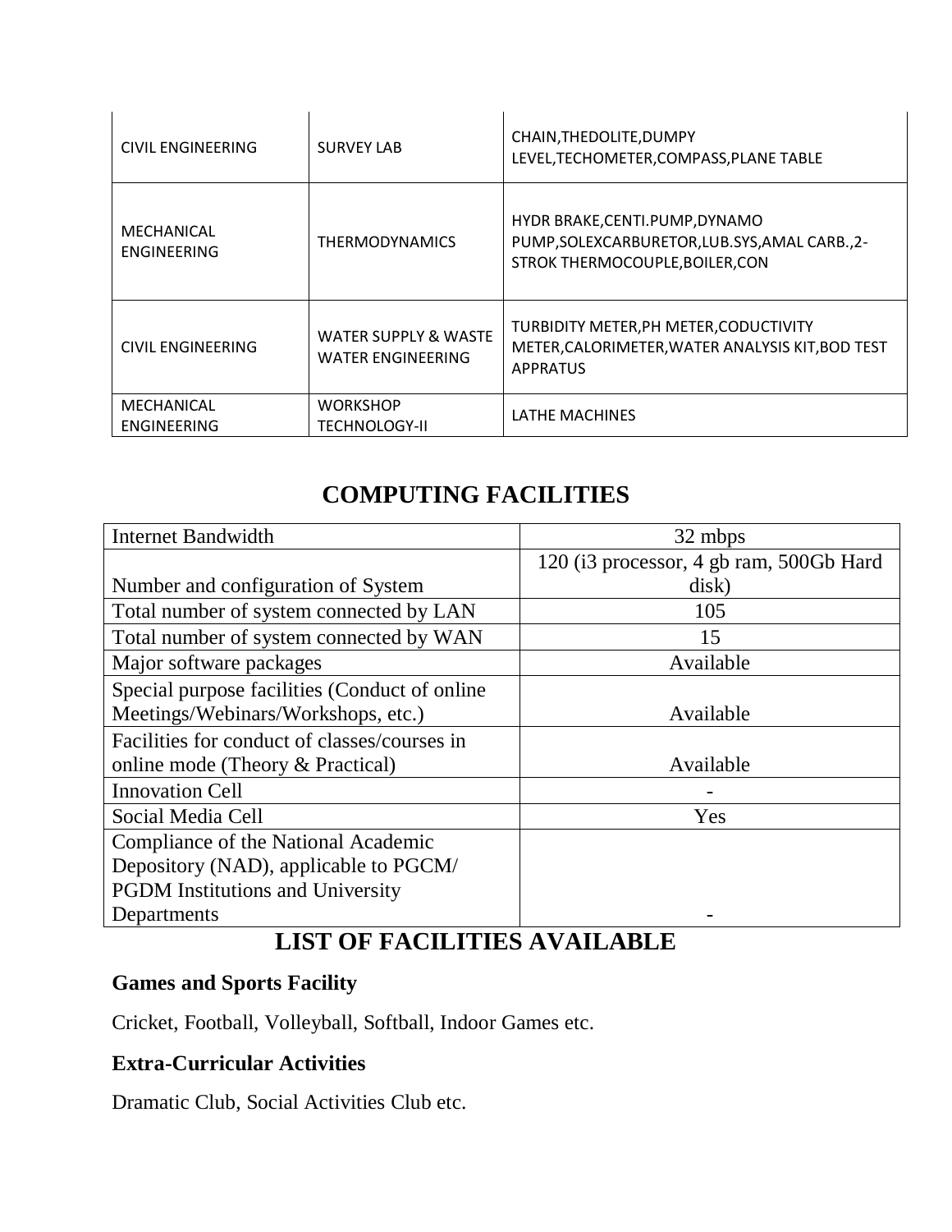| CIVIL ENGINEERING | SURVEY LAB | CHAIN,THEDOLITE,DUMPY LEVEL,TECHOMETER,COMPASS,PLANE TABLE |
|---|---|---|
| MECHANICAL ENGINEERING | THERMODYNAMICS | HYDR BRAKE,CENTI.PUMP,DYNAMO PUMP,SOLEXCARBURETOR,LUB.SYS,AMAL CARB.,2-STROK THERMOCOUPLE,BOILER,CON |
| CIVIL ENGINEERING | WATER SUPPLY & WASTE WATER ENGINEERING | TURBIDITY METER,PH METER,CODUCTIVITY METER,CALORIMETER,WATER ANALYSIS KIT,BOD TEST APPRATUS |
| MECHANICAL ENGINEERING | WORKSHOP TECHNOLOGY-II | LATHE MACHINES |

## COMPUTING FACILITIES

| Internet Bandwidth | 32 mbps |
|---|---|
| Number and configuration of System | 120 (i3 processor, 4 gb ram, 500Gb Hard disk) |
| Total number of system connected by LAN | 105 |
| Total number of system connected by WAN | 15 |
| Major software packages | Available |
| Special purpose facilities (Conduct of online Meetings/Webinars/Workshops, etc.) | Available |
| Facilities for conduct of classes/courses in online mode (Theory & Practical) | Available |
| Innovation Cell | - |
| Social Media Cell | Yes |
| Compliance of the National Academic Depository (NAD), applicable to PGCM/ PGDM Institutions and University Departments | - |

## LIST OF FACILITIES AVAILABLE

### Games and Sports Facility

Cricket, Football, Volleyball, Softball, Indoor Games etc.

### Extra-Curricular Activities

Dramatic Club, Social Activities Club etc.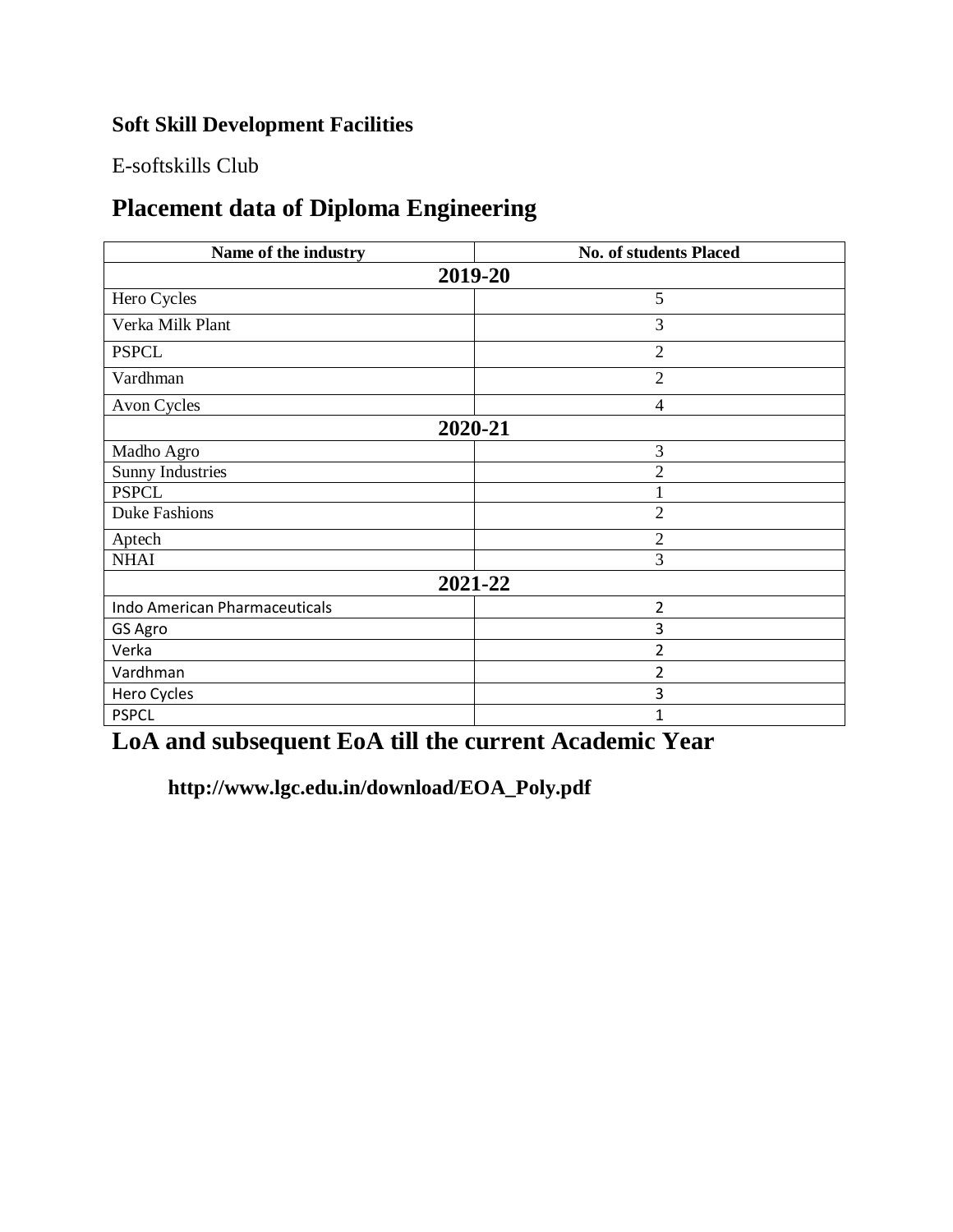**Soft Skill Development Facilities**

E-softskills Club

## Placement data of Diploma Engineering

| Name of the industry | No. of students Placed |
|---|---|
| **2019-20** | |
| Hero Cycles | 5 |
| Verka Milk Plant | 3 |
| PSPCL | 2 |
| Vardhman | 2 |
| Avon Cycles | 4 |
| **2020-21** | |
| Madho Agro | 3 |
| Sunny Industries | 2 |
| PSPCL | 1 |
| Duke Fashions | 2 |
| Aptech | 2 |
| NHAI | 3 |
| **2021-22** | |
| Indo American Pharmaceuticals | 2 |
| GS Agro | 3 |
| Verka | 2 |
| Vardhman | 2 |
| Hero Cycles | 3 |
| PSPCL | 1 |

## LoA and subsequent EoA till the current Academic Year

**http://www.lgc.edu.in/download/EOA_Poly.pdf**